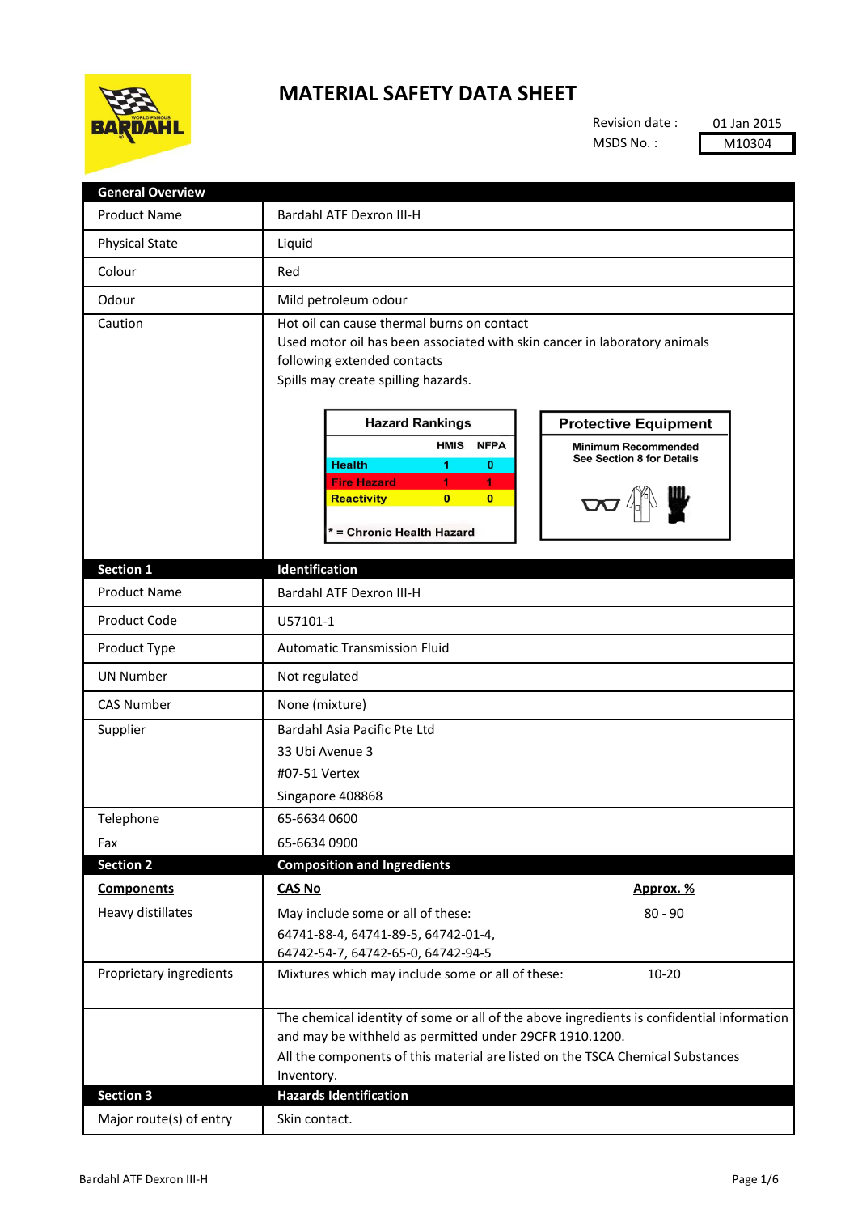# MATERIAL SAFETY DATA SHEET

Revision date : 01 Jan 2015

MSDS No. : M10304

| General Overview | |
|---|---|
| Product Name | Bardahl ATF Dexron III-H |
| Physical State | Liquid |
| Colour | Red |
| Odour | Mild petroleum odour |
| Caution | Hot oil can cause thermal burns on contact<br>Used motor oil has been associated with skin cancer in laboratory animals following extended contacts<br>Spills may create spilling hazards. |

**Hazard Rankings**

| | HMIS | NFPA |
|---|---|---|
| Health | 1 | 0 |
| Fire Hazard | 1 | 1 |
| Reactivity | 0 | 0 |

\* = Chronic Health Hazard

**Protective Equipment**

Minimum Recommended
See Section 8 for Details

| Section 1 | Identification |
|---|---|
| Product Name | Bardahl ATF Dexron III-H |
| Product Code | U57101-1 |
| Product Type | Automatic Transmission Fluid |
| UN Number | Not regulated |
| CAS Number | None (mixture) |
| Supplier | Bardahl Asia Pacific Pte Ltd<br>33 Ubi Avenue 3<br>#07-51 Vertex<br>Singapore 408868 |
| Telephone | 65-6634 0600 |
| Fax | 65-6634 0900 |

| Section 2 | Composition and Ingredients | |
|---|---|---|
| **Components** | **CAS No** | **Approx. %** |
| Heavy distillates | May include some or all of these:<br>64741-88-4, 64741-89-5, 64742-01-4, 64742-54-7, 64742-65-0, 64742-94-5 | 80 - 90 |
| Proprietary ingredients | Mixtures which may include some or all of these: | 10-20 |
| | The chemical identity of some or all of the above ingredients is confidential information and may be withheld as permitted under 29CFR 1910.1200.<br>All the components of this material are listed on the TSCA Chemical Substances Inventory. | |

| Section 3 | Hazards Identification |
|---|---|
| Major route(s) of entry | Skin contact. |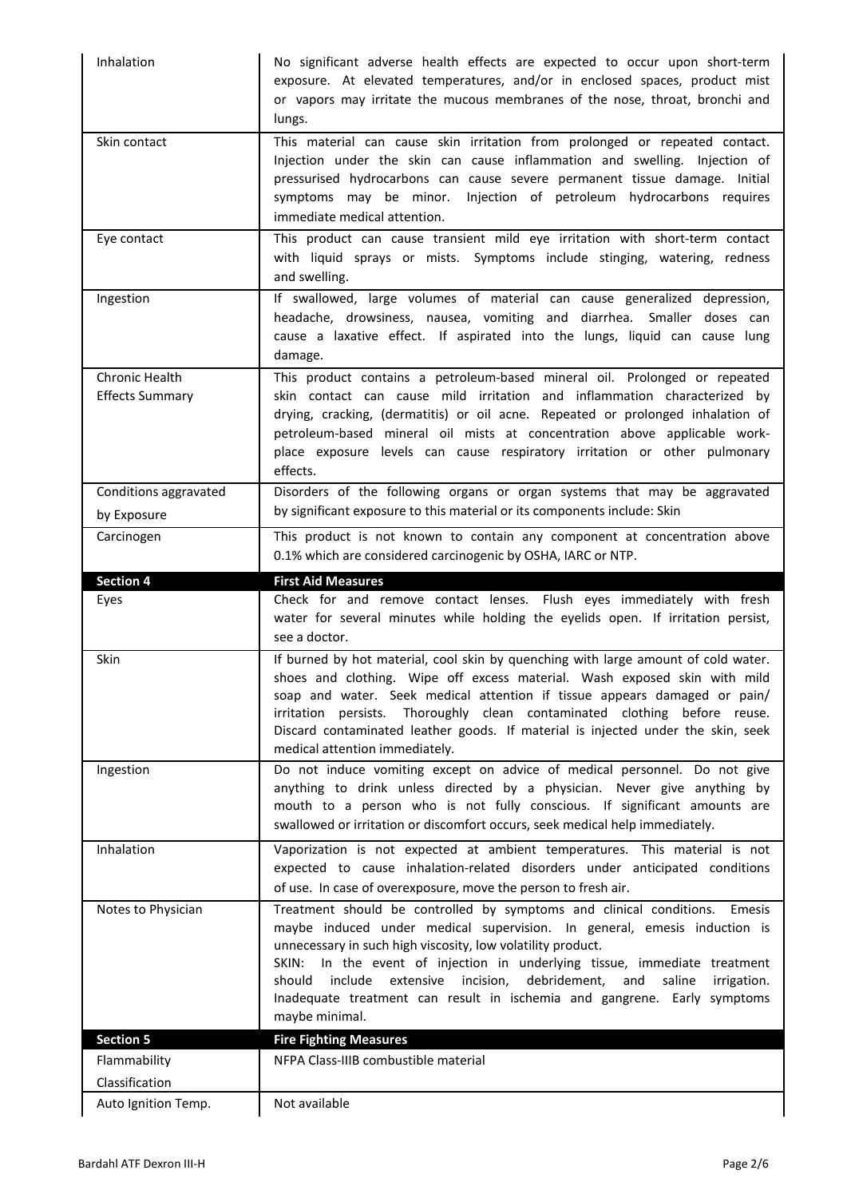| | |
|---|---|
| Inhalation | No significant adverse health effects are expected to occur upon short-term exposure. At elevated temperatures, and/or in enclosed spaces, product mist or vapors may irritate the mucous membranes of the nose, throat, bronchi and lungs. |
| Skin contact | This material can cause skin irritation from prolonged or repeated contact. Injection under the skin can cause inflammation and swelling. Injection of pressurised hydrocarbons can cause severe permanent tissue damage. Initial symptoms may be minor. Injection of petroleum hydrocarbons requires immediate medical attention. |
| Eye contact | This product can cause transient mild eye irritation with short-term contact with liquid sprays or mists. Symptoms include stinging, watering, redness and swelling. |
| Ingestion | If swallowed, large volumes of material can cause generalized depression, headache, drowsiness, nausea, vomiting and diarrhea. Smaller doses can cause a laxative effect. If aspirated into the lungs, liquid can cause lung damage. |
| Chronic Health Effects Summary | This product contains a petroleum-based mineral oil. Prolonged or repeated skin contact can cause mild irritation and inflammation characterized by drying, cracking, (dermatitis) or oil acne. Repeated or prolonged inhalation of petroleum-based mineral oil mists at concentration above applicable work-place exposure levels can cause respiratory irritation or other pulmonary effects. |
| Conditions aggravated by Exposure | Disorders of the following organs or organ systems that may be aggravated by significant exposure to this material or its components include: Skin |
| Carcinogen | This product is not known to contain any component at concentration above 0.1% which are considered carcinogenic by OSHA, IARC or NTP. |
| **Section 4** | **First Aid Measures** |
| Eyes | Check for and remove contact lenses. Flush eyes immediately with fresh water for several minutes while holding the eyelids open. If irritation persist, see a doctor. |
| Skin | If burned by hot material, cool skin by quenching with large amount of cold water. shoes and clothing. Wipe off excess material. Wash exposed skin with mild soap and water. Seek medical attention if tissue appears damaged or pain/ irritation persists. Thoroughly clean contaminated clothing before reuse. Discard contaminated leather goods. If material is injected under the skin, seek medical attention immediately. |
| Ingestion | Do not induce vomiting except on advice of medical personnel. Do not give anything to drink unless directed by a physician. Never give anything by mouth to a person who is not fully conscious. If significant amounts are swallowed or irritation or discomfort occurs, seek medical help immediately. |
| Inhalation | Vaporization is not expected at ambient temperatures. This material is not expected to cause inhalation-related disorders under anticipated conditions of use. In case of overexposure, move the person to fresh air. |
| Notes to Physician | Treatment should be controlled by symptoms and clinical conditions. Emesis maybe induced under medical supervision. In general, emesis induction is unnecessary in such high viscosity, low volatility product.<br>SKIN: In the event of injection in underlying tissue, immediate treatment should include extensive incision, debridement, and saline irrigation. Inadequate treatment can result in ischemia and gangrene. Early symptoms maybe minimal. |
| **Section 5** | **Fire Fighting Measures** |
| Flammability Classification | NFPA Class-IIIB combustible material |
| Auto Ignition Temp. | Not available |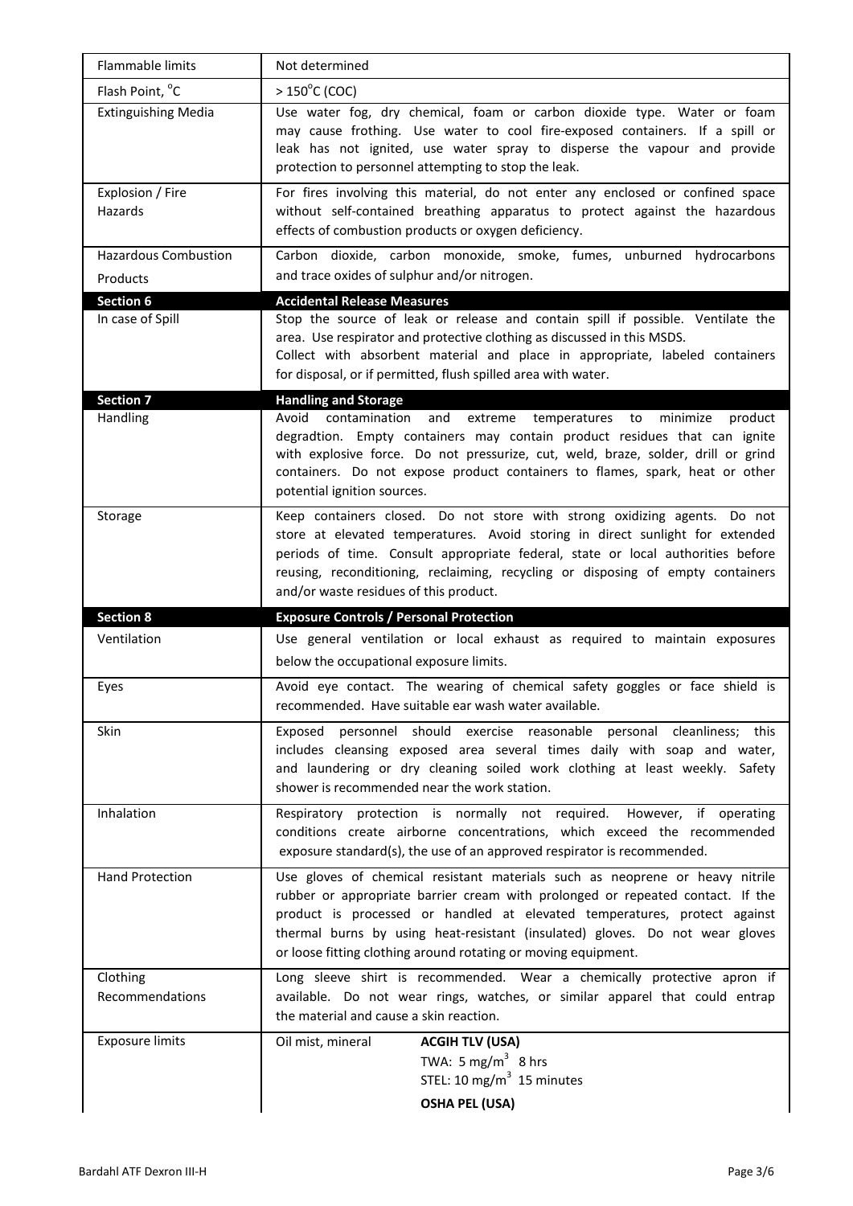| | |
|---|---|
| Flammable limits | Not determined |
| Flash Point, °C | > 150°C (COC) |
| Extinguishing Media | Use water fog, dry chemical, foam or carbon dioxide type. Water or foam may cause frothing. Use water to cool fire-exposed containers. If a spill or leak has not ignited, use water spray to disperse the vapour and provide protection to personnel attempting to stop the leak. |
| Explosion / Fire Hazards | For fires involving this material, do not enter any enclosed or confined space without self-contained breathing apparatus to protect against the hazardous effects of combustion products or oxygen deficiency. |
| Hazardous Combustion Products | Carbon dioxide, carbon monoxide, smoke, fumes, unburned hydrocarbons and trace oxides of sulphur and/or nitrogen. |
| **Section 6** | **Accidental Release Measures** |
| In case of Spill | Stop the source of leak or release and contain spill if possible. Ventilate the area. Use respirator and protective clothing as discussed in this MSDS. Collect with absorbent material and place in appropriate, labeled containers for disposal, or if permitted, flush spilled area with water. |
| **Section 7** | **Handling and Storage** |
| Handling | Avoid contamination and extreme temperatures to minimize product degradtion. Empty containers may contain product residues that can ignite with explosive force. Do not pressurize, cut, weld, braze, solder, drill or grind containers. Do not expose product containers to flames, spark, heat or other potential ignition sources. |
| Storage | Keep containers closed. Do not store with strong oxidizing agents. Do not store at elevated temperatures. Avoid storing in direct sunlight for extended periods of time. Consult appropriate federal, state or local authorities before reusing, reconditioning, reclaiming, recycling or disposing of empty containers and/or waste residues of this product. |
| **Section 8** | **Exposure Controls / Personal Protection** |
| Ventilation | Use general ventilation or local exhaust as required to maintain exposures below the occupational exposure limits. |
| Eyes | Avoid eye contact. The wearing of chemical safety goggles or face shield is recommended. Have suitable ear wash water available. |
| Skin | Exposed personnel should exercise reasonable personal cleanliness; this includes cleansing exposed area several times daily with soap and water, and laundering or dry cleaning soiled work clothing at least weekly. Safety shower is recommended near the work station. |
| Inhalation | Respiratory protection is normally not required. However, if operating conditions create airborne concentrations, which exceed the recommended exposure standard(s), the use of an approved respirator is recommended. |
| Hand Protection | Use gloves of chemical resistant materials such as neoprene or heavy nitrile rubber or appropriate barrier cream with prolonged or repeated contact. If the product is processed or handled at elevated temperatures, protect against thermal burns by using heat-resistant (insulated) gloves. Do not wear gloves or loose fitting clothing around rotating or moving equipment. |
| Clothing Recommendations | Long sleeve shirt is recommended. Wear a chemically protective apron if available. Do not wear rings, watches, or similar apparel that could entrap the material and cause a skin reaction. |
| Exposure limits | Oil mist, mineral — **ACGIH TLV (USA)** TWA: 5 $mg/m^3$ 8 hrs; STEL: 10 $mg/m^3$ 15 minutes; **OSHA PEL (USA)** |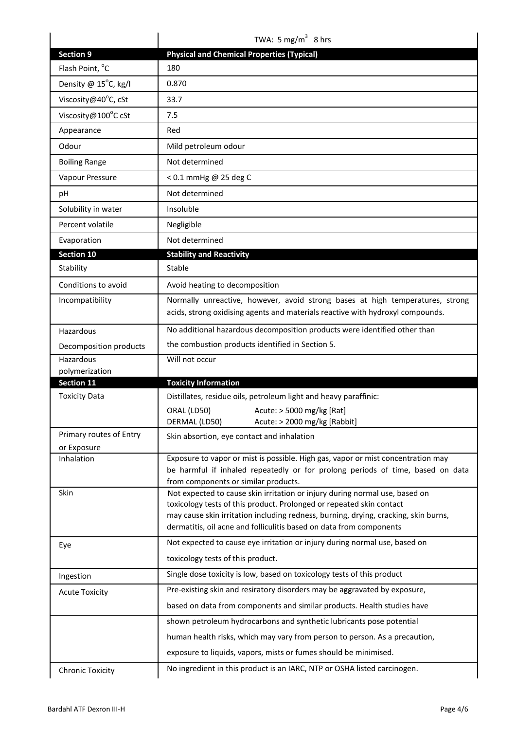| | TWA: 5 $mg/m^3$ 8 hrs |
|---|---|
| **Section 9** | **Physical and Chemical Properties (Typical)** |
| Flash Point, °C | 180 |
| Density @ 15°C, kg/l | 0.870 |
| Viscosity@40°C, cSt | 33.7 |
| Viscosity@100°C cSt | 7.5 |
| Appearance | Red |
| Odour | Mild petroleum odour |
| Boiling Range | Not determined |
| Vapour Pressure | < 0.1 mmHg @ 25 deg C |
| pH | Not determined |
| Solubility in water | Insoluble |
| Percent volatile | Negligible |
| Evaporation | Not determined |
| **Section 10** | **Stability and Reactivity** |
| Stability | Stable |
| Conditions to avoid | Avoid heating to decomposition |
| Incompatibility | Normally unreactive, however, avoid strong bases at high temperatures, strong acids, strong oxidising agents and materials reactive with hydroxyl compounds. |
| Hazardous Decomposition products | No additional hazardous decomposition products were identified other than the combustion products identified in Section 5. |
| Hazardous polymerization | Will not occur |
| **Section 11** | **Toxicity Information** |
| Toxicity Data | Distillates, residue oils, petroleum light and heavy paraffinic:<br>ORAL (LD50) Acute: > 5000 mg/kg [Rat]<br>DERMAL (LD50) Acute: > 2000 mg/kg [Rabbit] |
| Primary routes of Entry or Exposure | Skin absorption, eye contact and inhalation |
| Inhalation | Exposure to vapor or mist is possible. High gas, vapor or mist concentration may be harmful if inhaled repeatedly or for prolong periods of time, based on data from components or similar products. |
| Skin | Not expected to cause skin irritation or injury during normal use, based on toxicology tests of this product. Prolonged or repeated skin contact may cause skin irritation including redness, burning, drying, cracking, skin burns, dermatitis, oil acne and folliculitis based on data from components |
| Eye | Not expected to cause eye irritation or injury during normal use, based on toxicology tests of this product. |
| Ingestion | Single dose toxicity is low, based on toxicology tests of this product |
| Acute Toxicity | Pre-existing skin and resiratory disorders may be aggravated by exposure, based on data from components and similar products. Health studies have shown petroleum hydrocarbons and synthetic lubricants pose potential human health risks, which may vary from person to person. As a precaution, exposure to liquids, vapors, mists or fumes should be minimised. |
| Chronic Toxicity | No ingredient in this product is an IARC, NTP or OSHA listed carcinogen. |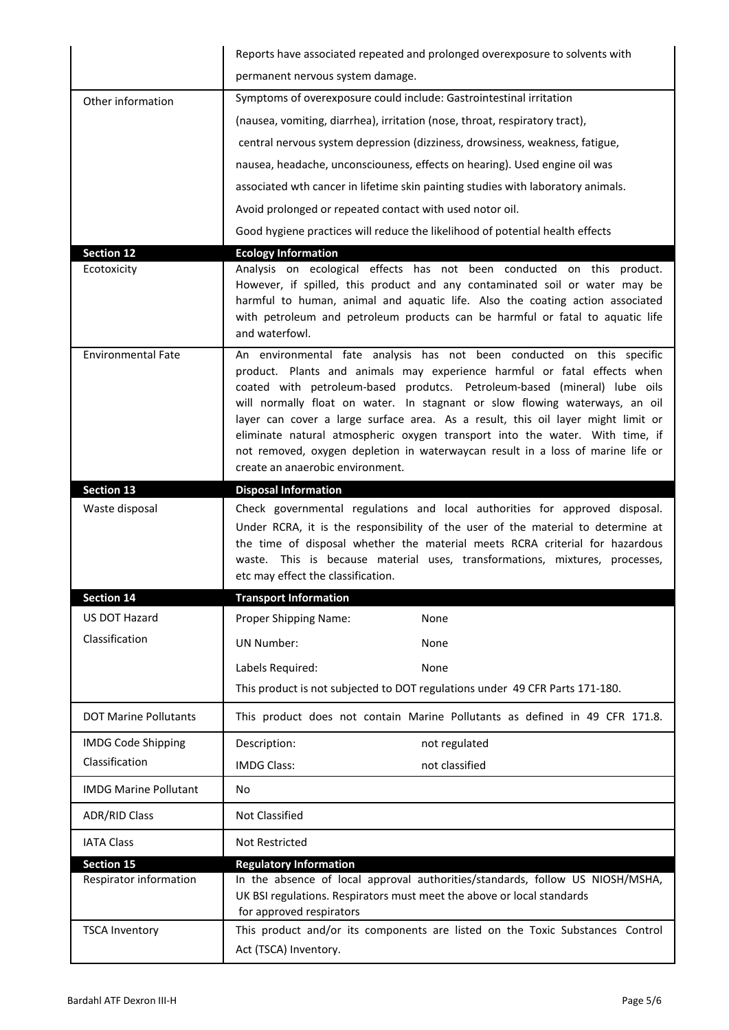| | |
|---|---|
| | Reports have associated repeated and prolonged overexposure to solvents with permanent nervous system damage. |
| Other information | Symptoms of overexposure could include: Gastrointestinal irritation (nausea, vomiting, diarrhea), irritation (nose, throat, respiratory tract), central nervous system depression (dizziness, drowsiness, weakness, fatigue, nausea, headache, unconsciouness, effects on hearing). Used engine oil was associated wth cancer in lifetime skin painting studies with laboratory animals. Avoid prolonged or repeated contact with used notor oil. Good hygiene practices will reduce the likelihood of potential health effects |

| **Section 12** | **Ecology Information** |
|---|---|
| Ecotoxicity | Analysis on ecological effects has not been conducted on this product. However, if spilled, this product and any contaminated soil or water may be harmful to human, animal and aquatic life. Also the coating action associated with petroleum and petroleum products can be harmful or fatal to aquatic life and waterfowl. |
| Environmental Fate | An environmental fate analysis has not been conducted on this specific product. Plants and animals may experience harmful or fatal effects when coated with petroleum-based produtcs. Petroleum-based (mineral) lube oils will normally float on water. In stagnant or slow flowing waterways, an oil layer can cover a large surface area. As a result, this oil layer might limit or eliminate natural atmospheric oxygen transport into the water. With time, if not removed, oxygen depletion in waterwaycan result in a loss of marine life or create an anaerobic environment. |

| **Section 13** | **Disposal Information** |
|---|---|
| Waste disposal | Check governmental regulations and local authorities for approved disposal. Under RCRA, it is the responsibility of the user of the material to determine at the time of disposal whether the material meets RCRA criterial for hazardous waste. This is because material uses, transformations, mixtures, processes, etc may effect the classification. |

| **Section 14** | **Transport Information** |
|---|---|
| US DOT Hazard Classification | Proper Shipping Name: None<br>UN Number: None<br>Labels Required: None<br>This product is not subjected to DOT regulations under 49 CFR Parts 171-180. |
| DOT Marine Pollutants | This product does not contain Marine Pollutants as defined in 49 CFR 171.8. |
| IMDG Code Shipping Classification | Description: not regulated<br>IMDG Class: not classified |
| IMDG Marine Pollutant | No |
| ADR/RID Class | Not Classified |
| IATA Class | Not Restricted |

| **Section 15** | **Regulatory Information** |
|---|---|
| Respirator information | In the absence of local approval authorities/standards, follow US NIOSH/MSHA, UK BSI regulations. Respirators must meet the above or local standards for approved respirators |
| TSCA Inventory | This product and/or its components are listed on the Toxic Substances Control Act (TSCA) Inventory. |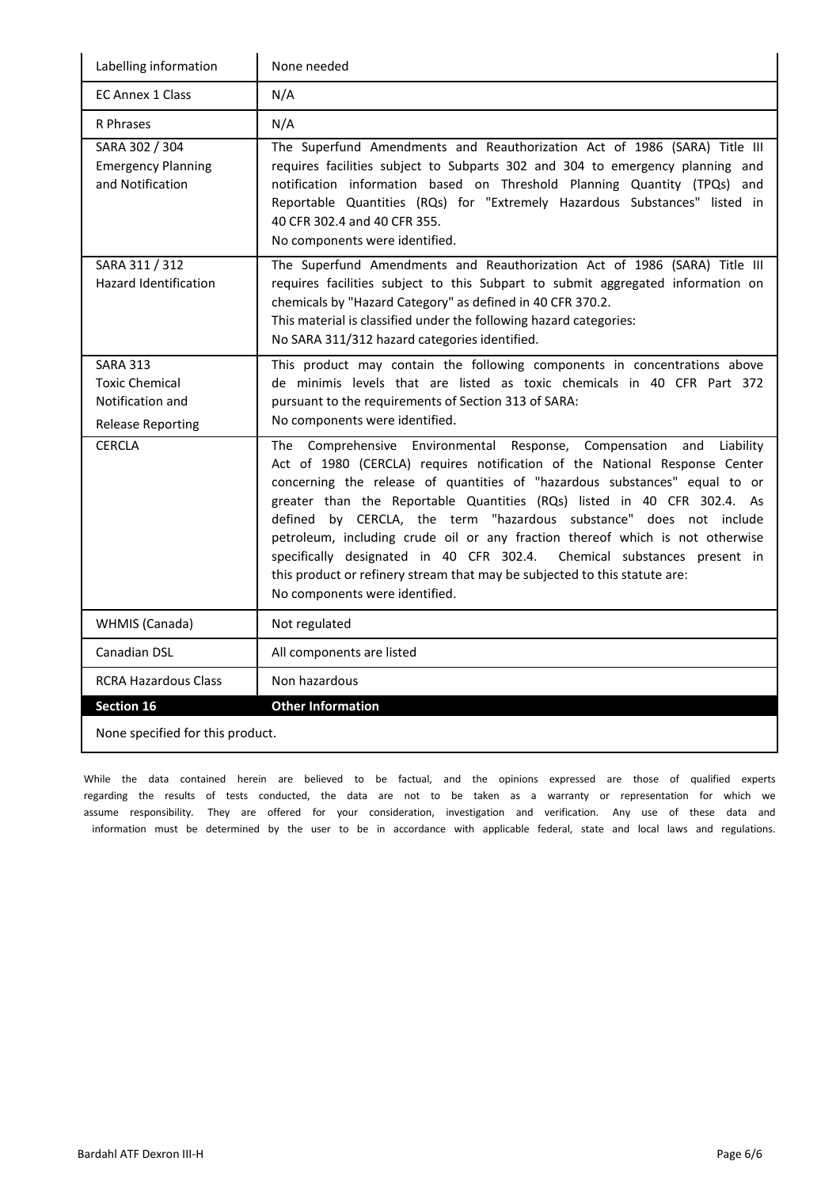| | |
|---|---|
| Labelling information | None needed |
| EC Annex 1 Class | N/A |
| R Phrases | N/A |
| SARA 302 / 304 Emergency Planning and Notification | The Superfund Amendments and Reauthorization Act of 1986 (SARA) Title III requires facilities subject to Subparts 302 and 304 to emergency planning and notification information based on Threshold Planning Quantity (TPQs) and Reportable Quantities (RQs) for "Extremely Hazardous Substances" listed in 40 CFR 302.4 and 40 CFR 355. No components were identified. |
| SARA 311 / 312 Hazard Identification | The Superfund Amendments and Reauthorization Act of 1986 (SARA) Title III requires facilities subject to this Subpart to submit aggregated information on chemicals by "Hazard Category" as defined in 40 CFR 370.2. This material is classified under the following hazard categories: No SARA 311/312 hazard categories identified. |
| SARA 313 Toxic Chemical Notification and Release Reporting | This product may contain the following components in concentrations above de minimis levels that are listed as toxic chemicals in 40 CFR Part 372 pursuant to the requirements of Section 313 of SARA: No components were identified. |
| CERCLA | The Comprehensive Environmental Response, Compensation and Liability Act of 1980 (CERCLA) requires notification of the National Response Center concerning the release of quantities of "hazardous substances" equal to or greater than the Reportable Quantities (RQs) listed in 40 CFR 302.4. As defined by CERCLA, the term "hazardous substance" does not include petroleum, including crude oil or any fraction thereof which is not otherwise specifically designated in 40 CFR 302.4. Chemical substances present in this product or refinery stream that may be subjected to this statute are: No components were identified. |
| WHMIS (Canada) | Not regulated |
| Canadian DSL | All components are listed |
| RCRA Hazardous Class | Non hazardous |

## Section 16 Other Information

None specified for this product.

While the data contained herein are believed to be factual, and the opinions expressed are those of qualified experts regarding the results of tests conducted, the data are not to be taken as a warranty or representation for which we assume responsibility. They are offered for your consideration, investigation and verification. Any use of these data and information must be determined by the user to be in accordance with applicable federal, state and local laws and regulations.